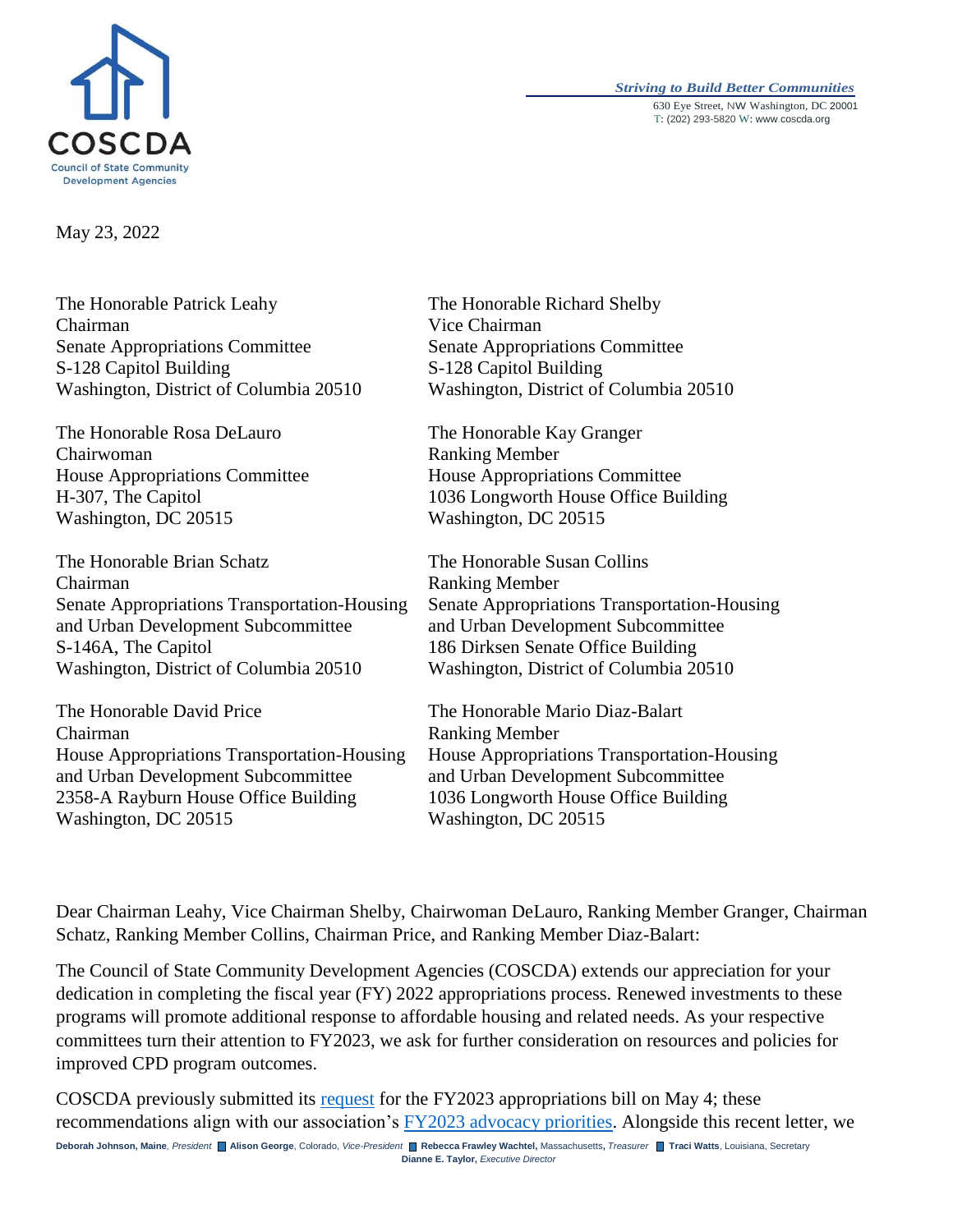**COSCDA**
Council of State Community Development Agencies

*Striving to Build Better Communities*
630 Eye Street, NW Washington, DC 20001
T: (202) 293-5820 W: www.coscda.org

May 23, 2022

The Honorable Patrick Leahy
Chairman
Senate Appropriations Committee
S-128 Capitol Building
Washington, District of Columbia 20510

The Honorable Richard Shelby
Vice Chairman
Senate Appropriations Committee
S-128 Capitol Building
Washington, District of Columbia 20510

The Honorable Rosa DeLauro
Chairwoman
House Appropriations Committee
H-307, The Capitol
Washington, DC 20515

The Honorable Kay Granger
Ranking Member
House Appropriations Committee
1036 Longworth House Office Building
Washington, DC 20515

The Honorable Brian Schatz
Chairman
Senate Appropriations Transportation-Housing and Urban Development Subcommittee
S-146A, The Capitol
Washington, District of Columbia 20510

The Honorable Susan Collins
Ranking Member
Senate Appropriations Transportation-Housing and Urban Development Subcommittee
186 Dirksen Senate Office Building
Washington, District of Columbia 20510

The Honorable David Price
Chairman
House Appropriations Transportation-Housing and Urban Development Subcommittee
2358-A Rayburn House Office Building
Washington, DC 20515

The Honorable Mario Diaz-Balart
Ranking Member
House Appropriations Transportation-Housing and Urban Development Subcommittee
1036 Longworth House Office Building
Washington, DC 20515

Dear Chairman Leahy, Vice Chairman Shelby, Chairwoman DeLauro, Ranking Member Granger, Chairman Schatz, Ranking Member Collins, Chairman Price, and Ranking Member Diaz-Balart:

The Council of State Community Development Agencies (COSCDA) extends our appreciation for your dedication in completing the fiscal year (FY) 2022 appropriations process. Renewed investments to these programs will promote additional response to affordable housing and related needs. As your respective committees turn their attention to FY2023, we ask for further consideration on resources and policies for improved CPD program outcomes.

COSCDA previously submitted its request for the FY2023 appropriations bill on May 4; these recommendations align with our association's FY2023 advocacy priorities. Alongside this recent letter, we

**Deborah Johnson, Maine**, *President* **Alison George**, Colorado, *Vice-President* **Rebecca Frawley Wachtel,** Massachusetts, *Treasurer* **Traci Watts**, Louisiana, Secretary
**Dianne E. Taylor,** *Executive Director*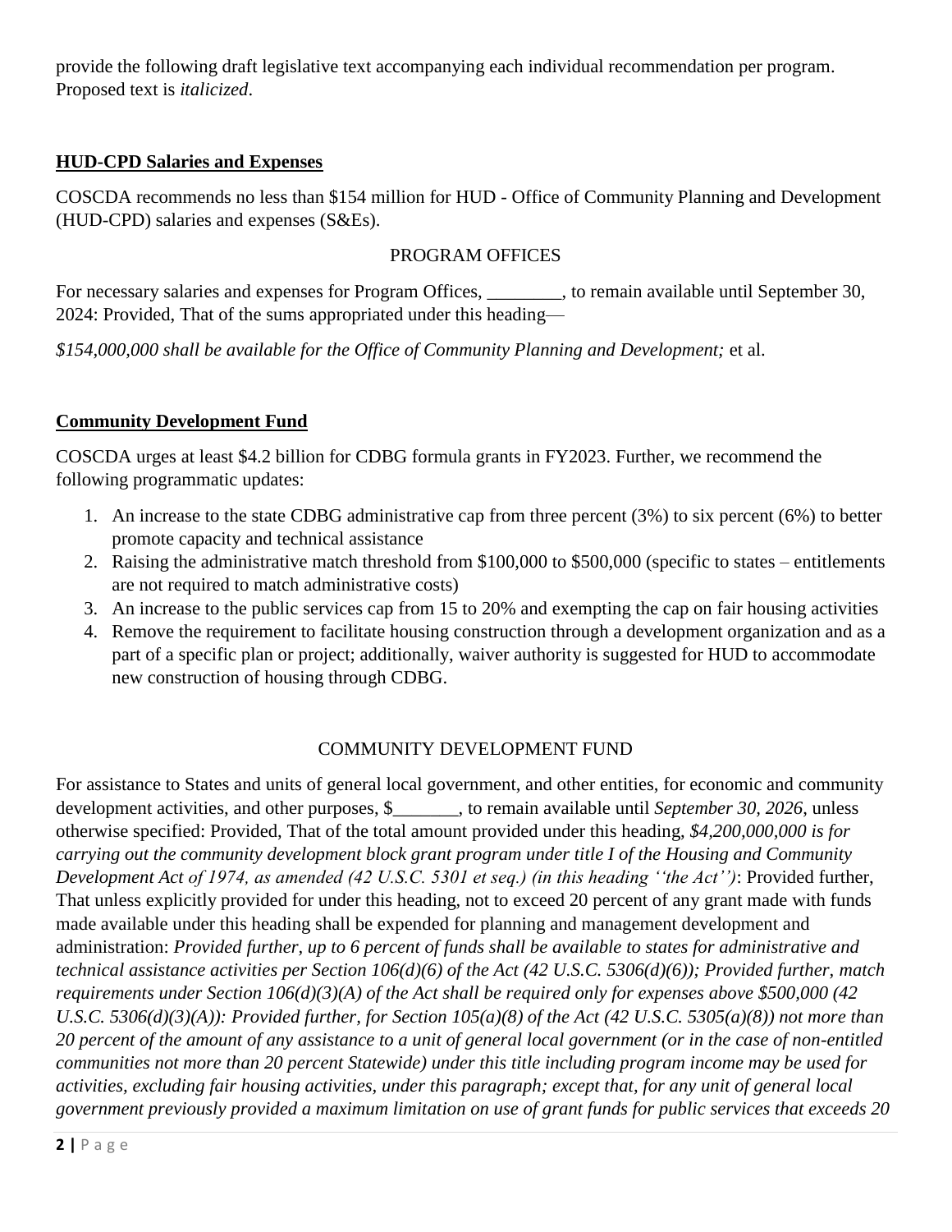provide the following draft legislative text accompanying each individual recommendation per program. Proposed text is *italicized*.

**HUD-CPD Salaries and Expenses**

COSCDA recommends no less than $154 million for HUD - Office of Community Planning and Development (HUD-CPD) salaries and expenses (S&Es).

PROGRAM OFFICES

For necessary salaries and expenses for Program Offices, ________, to remain available until September 30, 2024: Provided, That of the sums appropriated under this heading—

*$154,000,000 shall be available for the Office of Community Planning and Development;* et al.

**Community Development Fund**

COSCDA urges at least $4.2 billion for CDBG formula grants in FY2023. Further, we recommend the following programmatic updates:

1. An increase to the state CDBG administrative cap from three percent (3%) to six percent (6%) to better promote capacity and technical assistance
2. Raising the administrative match threshold from $100,000 to $500,000 (specific to states – entitlements are not required to match administrative costs)
3. An increase to the public services cap from 15 to 20% and exempting the cap on fair housing activities
4. Remove the requirement to facilitate housing construction through a development organization and as a part of a specific plan or project; additionally, waiver authority is suggested for HUD to accommodate new construction of housing through CDBG.

COMMUNITY DEVELOPMENT FUND

For assistance to States and units of general local government, and other entities, for economic and community development activities, and other purposes, $_______, to remain available until *September 30, 2026*, unless otherwise specified: Provided, That of the total amount provided under this heading, *$4,200,000,000 is for carrying out the community development block grant program under title I of the Housing and Community Development Act of 1974, as amended (42 U.S.C. 5301 et seq.) (in this heading ''the Act'')*: Provided further, That unless explicitly provided for under this heading, not to exceed 20 percent of any grant made with funds made available under this heading shall be expended for planning and management development and administration: *Provided further, up to 6 percent of funds shall be available to states for administrative and technical assistance activities per Section 106(d)(6) of the Act (42 U.S.C. 5306(d)(6)); Provided further, match requirements under Section 106(d)(3)(A) of the Act shall be required only for expenses above $500,000 (42 U.S.C. 5306(d)(3)(A)): Provided further, for Section 105(a)(8) of the Act (42 U.S.C. 5305(a)(8)) not more than 20 percent of the amount of any assistance to a unit of general local government (or in the case of non-entitled communities not more than 20 percent Statewide) under this title including program income may be used for activities, excluding fair housing activities, under this paragraph; except that, for any unit of general local government previously provided a maximum limitation on use of grant funds for public services that exceeds 20*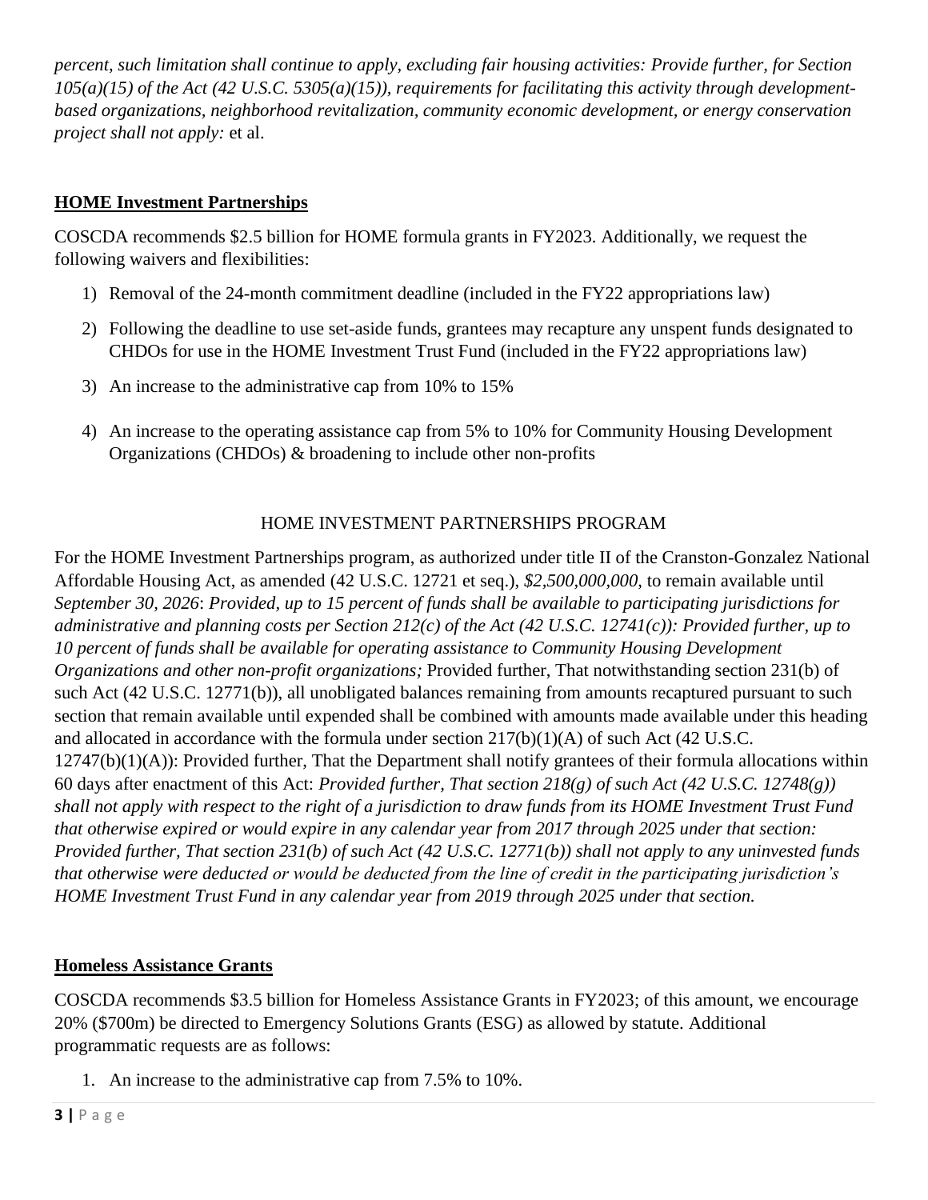*percent, such limitation shall continue to apply, excluding fair housing activities: Provide further, for Section 105(a)(15) of the Act (42 U.S.C. 5305(a)(15)), requirements for facilitating this activity through development-based organizations, neighborhood revitalization, community economic development, or energy conservation project shall not apply:* et al.

## HOME Investment Partnerships

COSCDA recommends $2.5 billion for HOME formula grants in FY2023. Additionally, we request the following waivers and flexibilities:

1) Removal of the 24-month commitment deadline (included in the FY22 appropriations law)
2) Following the deadline to use set-aside funds, grantees may recapture any unspent funds designated to CHDOs for use in the HOME Investment Trust Fund (included in the FY22 appropriations law)
3) An increase to the administrative cap from 10% to 15%
4) An increase to the operating assistance cap from 5% to 10% for Community Housing Development Organizations (CHDOs) & broadening to include other non-profits

HOME INVESTMENT PARTNERSHIPS PROGRAM

For the HOME Investment Partnerships program, as authorized under title II of the Cranston-Gonzalez National Affordable Housing Act, as amended (42 U.S.C. 12721 et seq.), *$2,500,000,000*, to remain available until *September 30, 2026*: *Provided, up to 15 percent of funds shall be available to participating jurisdictions for administrative and planning costs per Section 212(c) of the Act (42 U.S.C. 12741(c)): Provided further, up to 10 percent of funds shall be available for operating assistance to Community Housing Development Organizations and other non-profit organizations;* Provided further, That notwithstanding section 231(b) of such Act (42 U.S.C. 12771(b)), all unobligated balances remaining from amounts recaptured pursuant to such section that remain available until expended shall be combined with amounts made available under this heading and allocated in accordance with the formula under section 217(b)(1)(A) of such Act (42 U.S.C. 12747(b)(1)(A)): Provided further, That the Department shall notify grantees of their formula allocations within 60 days after enactment of this Act: *Provided further, That section 218(g) of such Act (42 U.S.C. 12748(g)) shall not apply with respect to the right of a jurisdiction to draw funds from its HOME Investment Trust Fund that otherwise expired or would expire in any calendar year from 2017 through 2025 under that section: Provided further, That section 231(b) of such Act (42 U.S.C. 12771(b)) shall not apply to any uninvested funds that otherwise were deducted or would be deducted from the line of credit in the participating jurisdiction's HOME Investment Trust Fund in any calendar year from 2019 through 2025 under that section.*

## Homeless Assistance Grants

COSCDA recommends $3.5 billion for Homeless Assistance Grants in FY2023; of this amount, we encourage 20% ($700m) be directed to Emergency Solutions Grants (ESG) as allowed by statute. Additional programmatic requests are as follows:

1. An increase to the administrative cap from 7.5% to 10%.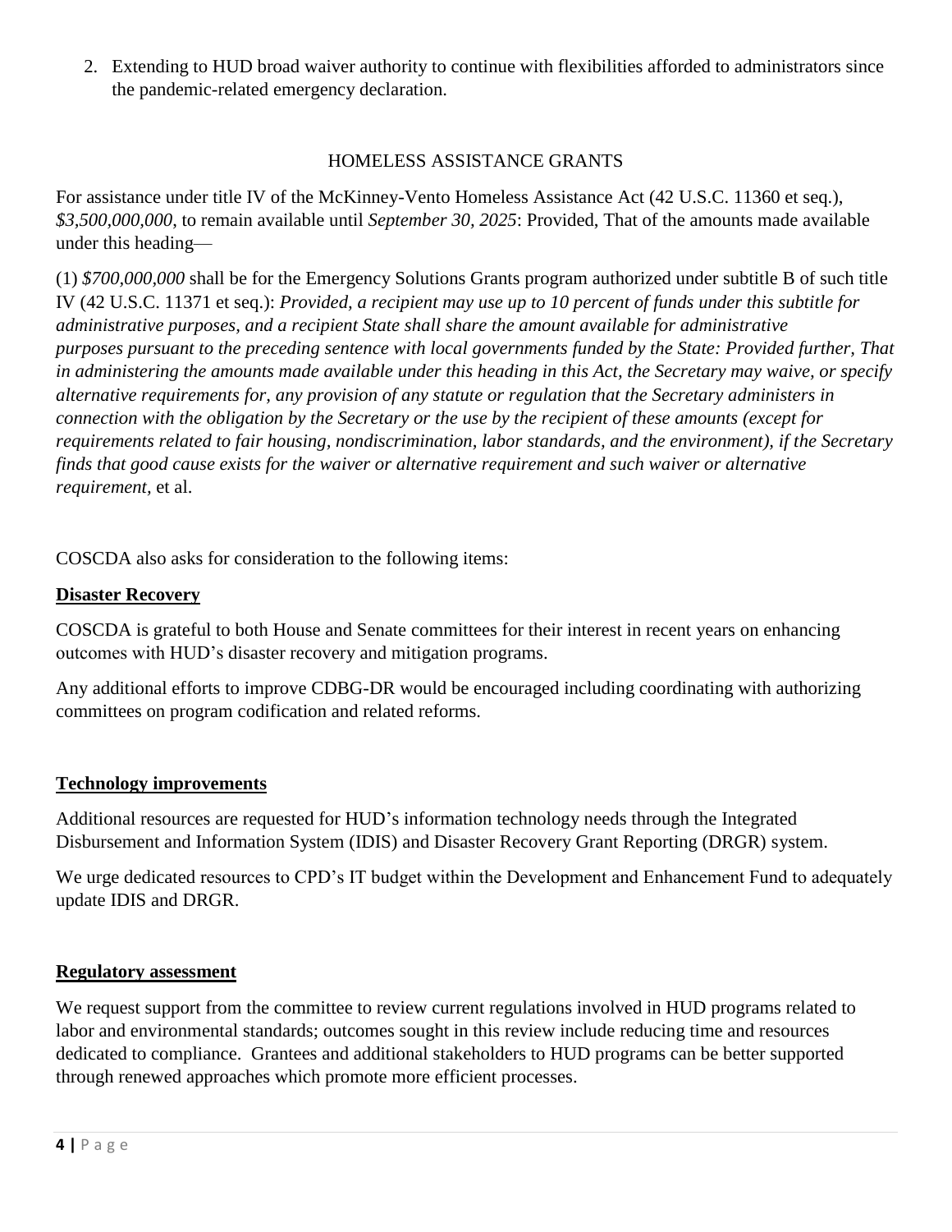2. Extending to HUD broad waiver authority to continue with flexibilities afforded to administrators since the pandemic-related emergency declaration.

HOMELESS ASSISTANCE GRANTS

For assistance under title IV of the McKinney-Vento Homeless Assistance Act (42 U.S.C. 11360 et seq.), *$3,500,000,000*, to remain available until *September 30, 2025*: Provided, That of the amounts made available under this heading—

(1) *$700,000,000* shall be for the Emergency Solutions Grants program authorized under subtitle B of such title IV (42 U.S.C. 11371 et seq.): *Provided, a recipient may use up to 10 percent of funds under this subtitle for administrative purposes, and a recipient State shall share the amount available for administrative purposes pursuant to the preceding sentence with local governments funded by the State: Provided further, That in administering the amounts made available under this heading in this Act, the Secretary may waive, or specify alternative requirements for, any provision of any statute or regulation that the Secretary administers in connection with the obligation by the Secretary or the use by the recipient of these amounts (except for requirements related to fair housing, nondiscrimination, labor standards, and the environment), if the Secretary finds that good cause exists for the waiver or alternative requirement and such waiver or alternative requirement,* et al.

COSCDA also asks for consideration to the following items:

**Disaster Recovery**

COSCDA is grateful to both House and Senate committees for their interest in recent years on enhancing outcomes with HUD's disaster recovery and mitigation programs.

Any additional efforts to improve CDBG-DR would be encouraged including coordinating with authorizing committees on program codification and related reforms.

**Technology improvements**

Additional resources are requested for HUD's information technology needs through the Integrated Disbursement and Information System (IDIS) and Disaster Recovery Grant Reporting (DRGR) system.

We urge dedicated resources to CPD's IT budget within the Development and Enhancement Fund to adequately update IDIS and DRGR.

**Regulatory assessment**

We request support from the committee to review current regulations involved in HUD programs related to labor and environmental standards; outcomes sought in this review include reducing time and resources dedicated to compliance. Grantees and additional stakeholders to HUD programs can be better supported through renewed approaches which promote more efficient processes.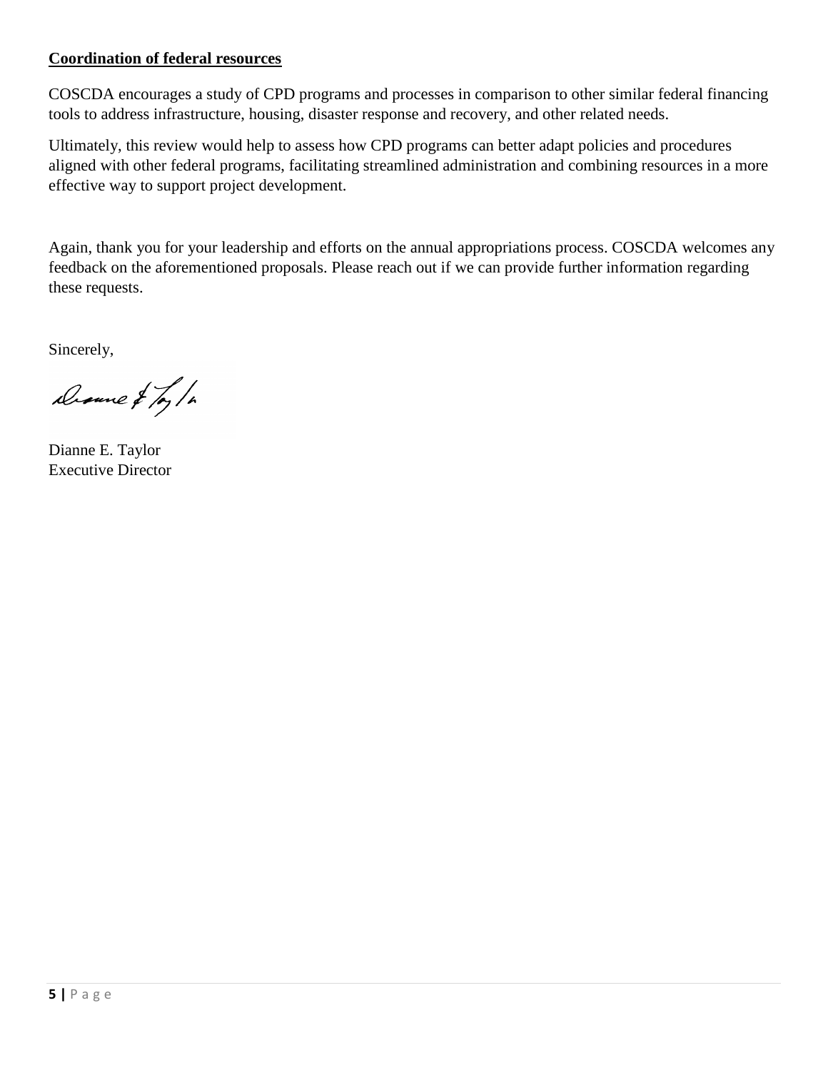**Coordination of federal resources**

COSCDA encourages a study of CPD programs and processes in comparison to other similar federal financing tools to address infrastructure, housing, disaster response and recovery, and other related needs.

Ultimately, this review would help to assess how CPD programs can better adapt policies and procedures aligned with other federal programs, facilitating streamlined administration and combining resources in a more effective way to support project development.

Again, thank you for your leadership and efforts on the annual appropriations process. COSCDA welcomes any feedback on the aforementioned proposals. Please reach out if we can provide further information regarding these requests.

Sincerely,

Dianne E. Taylor
Executive Director